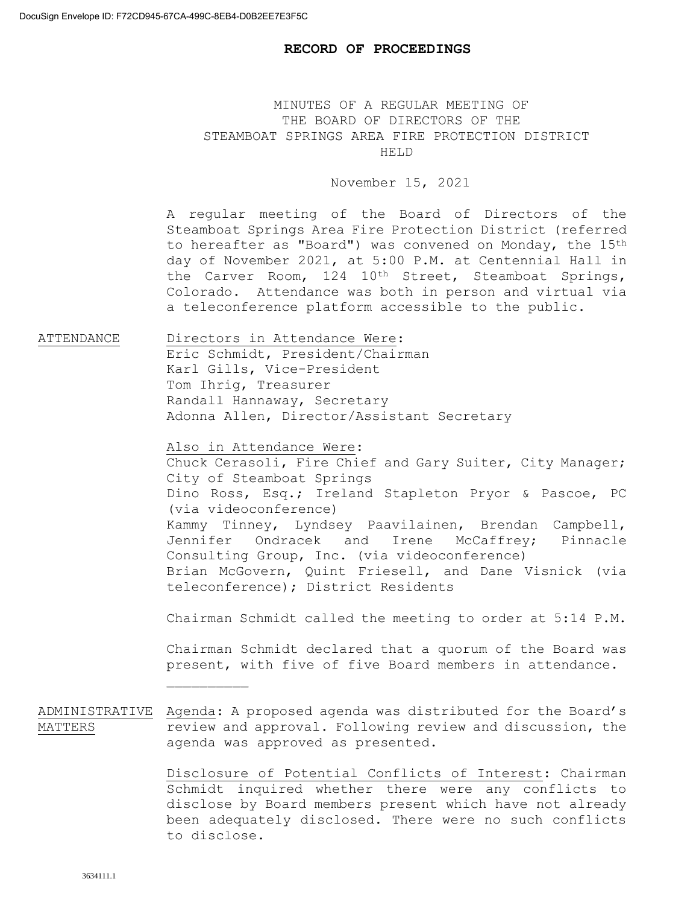DocuSign Envelope ID: F72CD945-67CA-499C-8EB4-D0B2EE7E3F5C

# RECORD OF PROCEEDINGS

## MINUTES OF A REGULAR MEETING OF THE BOARD OF DIRECTORS OF THE STEAMBOAT SPRINGS AREA FIRE PROTECTION DISTRICT HELD

November 15, 2021

A regular meeting of the Board of Directors of the Steamboat Springs Area Fire Protection District (referred to hereafter as "Board") was convened on Monday, the 15th day of November 2021, at 5:00 P.M. at Centennial Hall in the Carver Room, 124 10th Street, Steamboat Springs, Colorado. Attendance was both in person and virtual via a teleconference platform accessible to the public.

ATTENDANCE

Directors in Attendance Were:
Eric Schmidt, President/Chairman
Karl Gills, Vice-President
Tom Ihrig, Treasurer
Randall Hannaway, Secretary
Adonna Allen, Director/Assistant Secretary

Also in Attendance Were:
Chuck Cerasoli, Fire Chief and Gary Suiter, City Manager; City of Steamboat Springs
Dino Ross, Esq.; Ireland Stapleton Pryor & Pascoe, PC (via videoconference)
Kammy Tinney, Lyndsey Paavilainen, Brendan Campbell, Jennifer Ondracek and Irene McCaffrey; Pinnacle Consulting Group, Inc. (via videoconference)
Brian McGovern, Quint Friesell, and Dane Visnick (via teleconference); District Residents

Chairman Schmidt called the meeting to order at 5:14 P.M.

Chairman Schmidt declared that a quorum of the Board was present, with five of five Board members in attendance.

___

ADMINISTRATIVE MATTERS

Agenda: A proposed agenda was distributed for the Board's review and approval. Following review and discussion, the agenda was approved as presented.

Disclosure of Potential Conflicts of Interest: Chairman Schmidt inquired whether there were any conflicts to disclose by Board members present which have not already been adequately disclosed. There were no such conflicts to disclose.

3634111.1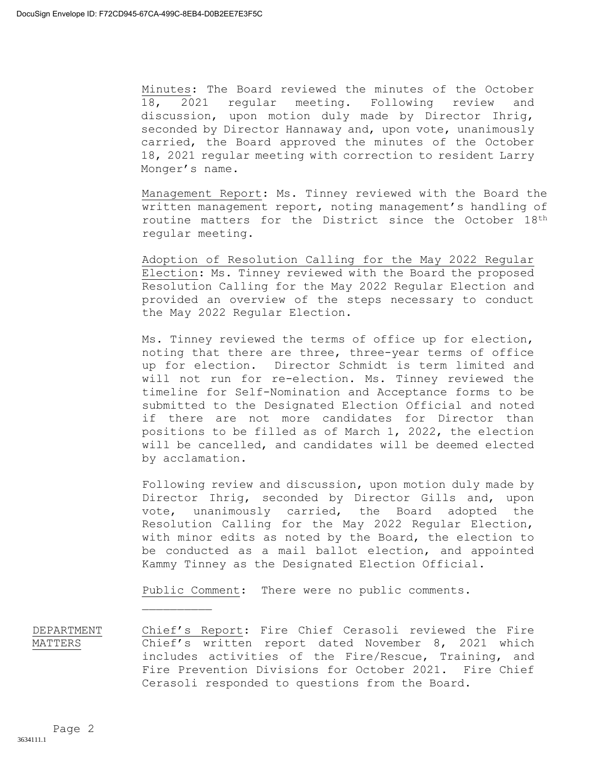Minutes: The Board reviewed the minutes of the October 18, 2021 regular meeting. Following review and discussion, upon motion duly made by Director Ihrig, seconded by Director Hannaway and, upon vote, unanimously carried, the Board approved the minutes of the October 18, 2021 regular meeting with correction to resident Larry Monger's name.

Management Report: Ms. Tinney reviewed with the Board the written management report, noting management's handling of routine matters for the District since the October 18th regular meeting.

Adoption of Resolution Calling for the May 2022 Regular Election: Ms. Tinney reviewed with the Board the proposed Resolution Calling for the May 2022 Regular Election and provided an overview of the steps necessary to conduct the May 2022 Regular Election.

Ms. Tinney reviewed the terms of office up for election, noting that there are three, three-year terms of office up for election. Director Schmidt is term limited and will not run for re-election. Ms. Tinney reviewed the timeline for Self-Nomination and Acceptance forms to be submitted to the Designated Election Official and noted if there are not more candidates for Director than positions to be filled as of March 1, 2022, the election will be cancelled, and candidates will be deemed elected by acclamation.

Following review and discussion, upon motion duly made by Director Ihrig, seconded by Director Gills and, upon vote, unanimously carried, the Board adopted the Resolution Calling for the May 2022 Regular Election, with minor edits as noted by the Board, the election to be conducted as a mail ballot election, and appointed Kammy Tinney as the Designated Election Official.

Public Comment: There were no public comments.

DEPARTMENT MATTERS

Chief's Report: Fire Chief Cerasoli reviewed the Fire Chief's written report dated November 8, 2021 which includes activities of the Fire/Rescue, Training, and Fire Prevention Divisions for October 2021. Fire Chief Cerasoli responded to questions from the Board.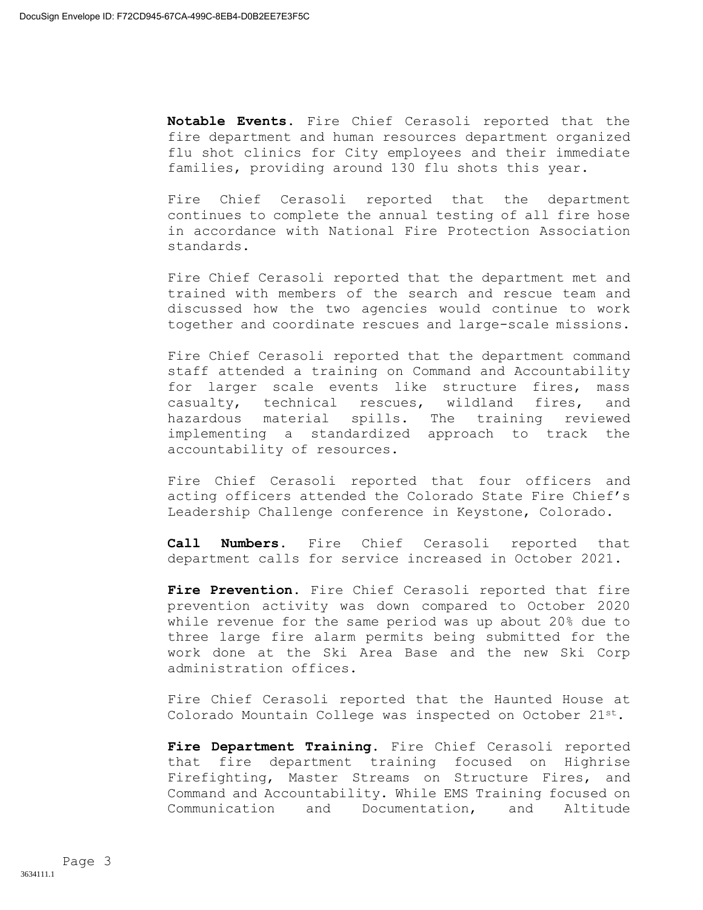**Notable Events.** Fire Chief Cerasoli reported that the fire department and human resources department organized flu shot clinics for City employees and their immediate families, providing around 130 flu shots this year.

Fire Chief Cerasoli reported that the department continues to complete the annual testing of all fire hose in accordance with National Fire Protection Association standards.

Fire Chief Cerasoli reported that the department met and trained with members of the search and rescue team and discussed how the two agencies would continue to work together and coordinate rescues and large-scale missions.

Fire Chief Cerasoli reported that the department command staff attended a training on Command and Accountability for larger scale events like structure fires, mass casualty, technical rescues, wildland fires, and hazardous material spills. The training reviewed implementing a standardized approach to track the accountability of resources.

Fire Chief Cerasoli reported that four officers and acting officers attended the Colorado State Fire Chief's Leadership Challenge conference in Keystone, Colorado.

**Call Numbers.** Fire Chief Cerasoli reported that department calls for service increased in October 2021.

**Fire Prevention.** Fire Chief Cerasoli reported that fire prevention activity was down compared to October 2020 while revenue for the same period was up about 20% due to three large fire alarm permits being submitted for the work done at the Ski Area Base and the new Ski Corp administration offices.

Fire Chief Cerasoli reported that the Haunted House at Colorado Mountain College was inspected on October 21st.

**Fire Department Training.** Fire Chief Cerasoli reported that fire department training focused on Highrise Firefighting, Master Streams on Structure Fires, and Command and Accountability. While EMS Training focused on Communication and Documentation, and Altitude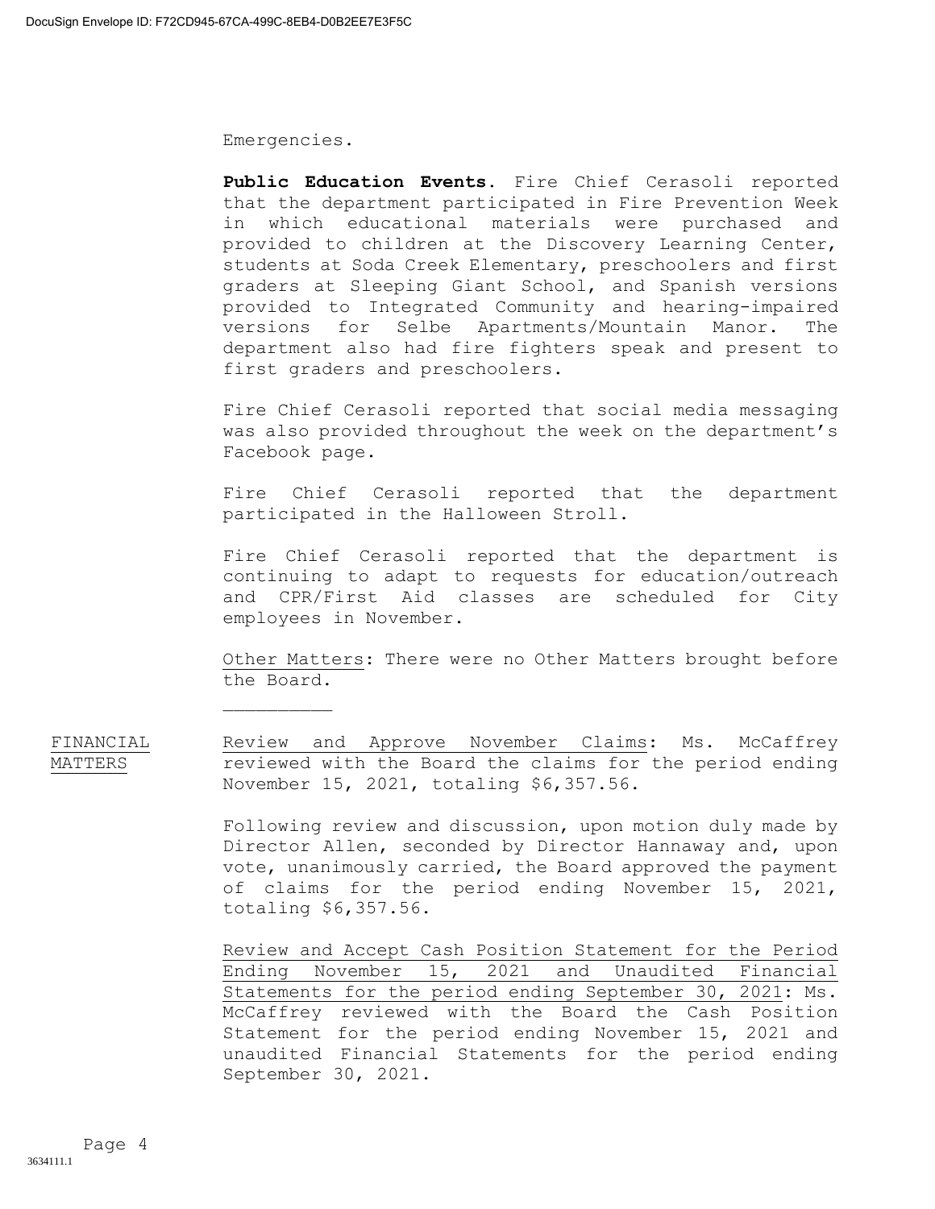Emergencies.

**Public Education Events.** Fire Chief Cerasoli reported that the department participated in Fire Prevention Week in which educational materials were purchased and provided to children at the Discovery Learning Center, students at Soda Creek Elementary, preschoolers and first graders at Sleeping Giant School, and Spanish versions provided to Integrated Community and hearing-impaired versions for Selbe Apartments/Mountain Manor. The department also had fire fighters speak and present to first graders and preschoolers.

Fire Chief Cerasoli reported that social media messaging was also provided throughout the week on the department's Facebook page.

Fire Chief Cerasoli reported that the department participated in the Halloween Stroll.

Fire Chief Cerasoli reported that the department is continuing to adapt to requests for education/outreach and CPR/First Aid classes are scheduled for City employees in November.

Other Matters: There were no Other Matters brought before the Board.

FINANCIAL MATTERS

Review and Approve November Claims: Ms. McCaffrey reviewed with the Board the claims for the period ending November 15, 2021, totaling $6,357.56.

Following review and discussion, upon motion duly made by Director Allen, seconded by Director Hannaway and, upon vote, unanimously carried, the Board approved the payment of claims for the period ending November 15, 2021, totaling $6,357.56.

Review and Accept Cash Position Statement for the Period Ending November 15, 2021 and Unaudited Financial Statements for the period ending September 30, 2021: Ms. McCaffrey reviewed with the Board the Cash Position Statement for the period ending November 15, 2021 and unaudited Financial Statements for the period ending September 30, 2021.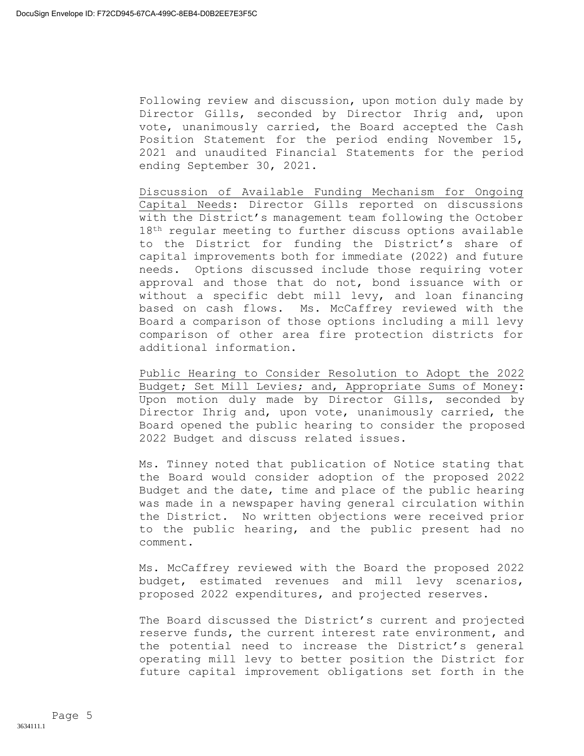Following review and discussion, upon motion duly made by Director Gills, seconded by Director Ihrig and, upon vote, unanimously carried, the Board accepted the Cash Position Statement for the period ending November 15, 2021 and unaudited Financial Statements for the period ending September 30, 2021.

Discussion of Available Funding Mechanism for Ongoing Capital Needs: Director Gills reported on discussions with the District's management team following the October 18th regular meeting to further discuss options available to the District for funding the District's share of capital improvements both for immediate (2022) and future needs. Options discussed include those requiring voter approval and those that do not, bond issuance with or without a specific debt mill levy, and loan financing based on cash flows. Ms. McCaffrey reviewed with the Board a comparison of those options including a mill levy comparison of other area fire protection districts for additional information.

Public Hearing to Consider Resolution to Adopt the 2022 Budget; Set Mill Levies; and, Appropriate Sums of Money: Upon motion duly made by Director Gills, seconded by Director Ihrig and, upon vote, unanimously carried, the Board opened the public hearing to consider the proposed 2022 Budget and discuss related issues.

Ms. Tinney noted that publication of Notice stating that the Board would consider adoption of the proposed 2022 Budget and the date, time and place of the public hearing was made in a newspaper having general circulation within the District. No written objections were received prior to the public hearing, and the public present had no comment.

Ms. McCaffrey reviewed with the Board the proposed 2022 budget, estimated revenues and mill levy scenarios, proposed 2022 expenditures, and projected reserves.

The Board discussed the District's current and projected reserve funds, the current interest rate environment, and the potential need to increase the District's general operating mill levy to better position the District for future capital improvement obligations set forth in the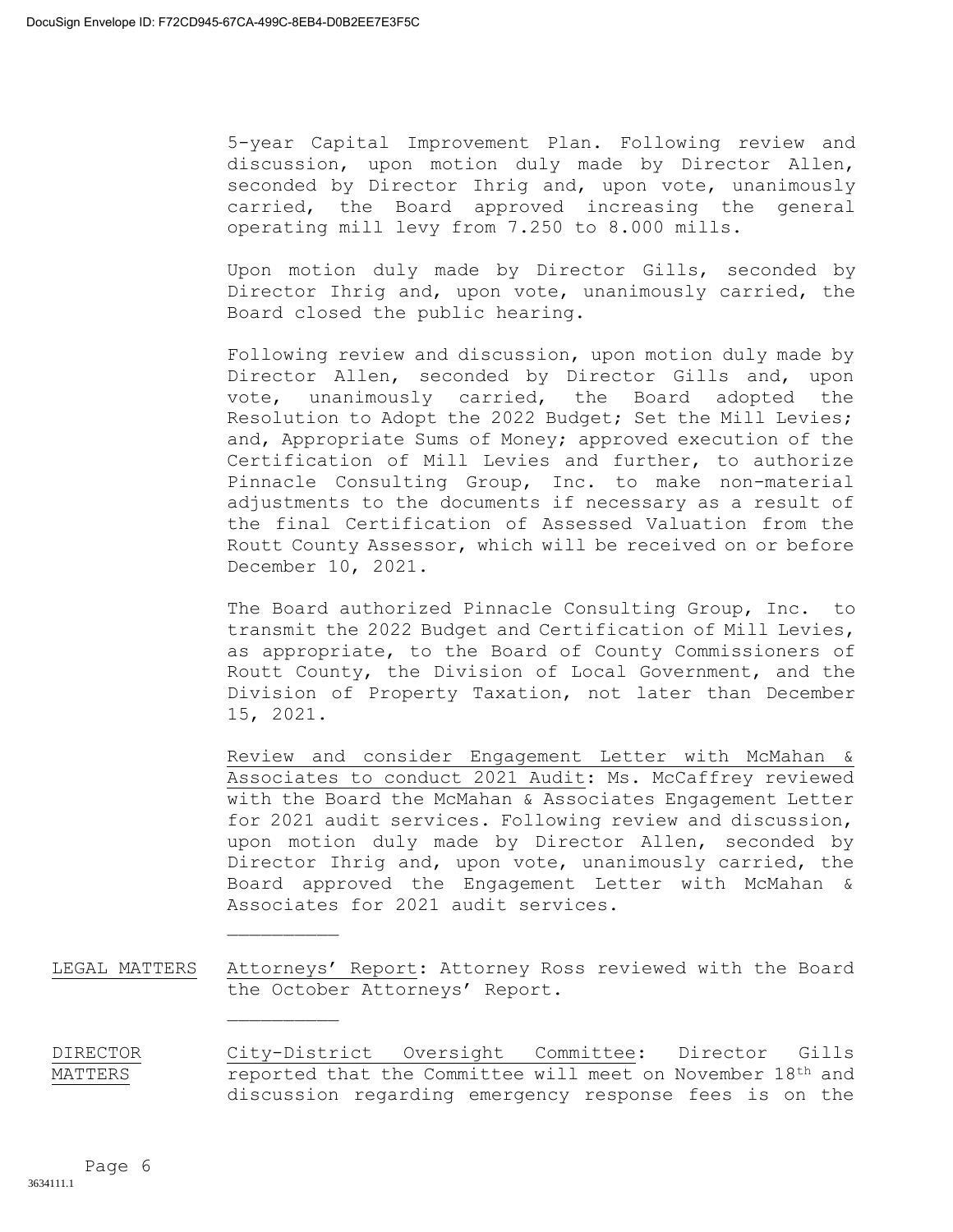5-year Capital Improvement Plan. Following review and discussion, upon motion duly made by Director Allen, seconded by Director Ihrig and, upon vote, unanimously carried, the Board approved increasing the general operating mill levy from 7.250 to 8.000 mills.

Upon motion duly made by Director Gills, seconded by Director Ihrig and, upon vote, unanimously carried, the Board closed the public hearing.

Following review and discussion, upon motion duly made by Director Allen, seconded by Director Gills and, upon vote, unanimously carried, the Board adopted the Resolution to Adopt the 2022 Budget; Set the Mill Levies; and, Appropriate Sums of Money; approved execution of the Certification of Mill Levies and further, to authorize Pinnacle Consulting Group, Inc. to make non-material adjustments to the documents if necessary as a result of the final Certification of Assessed Valuation from the Routt County Assessor, which will be received on or before December 10, 2021.

The Board authorized Pinnacle Consulting Group, Inc. to transmit the 2022 Budget and Certification of Mill Levies, as appropriate, to the Board of County Commissioners of Routt County, the Division of Local Government, and the Division of Property Taxation, not later than December 15, 2021.

<u>Review and consider Engagement Letter with McMahan & Associates to conduct 2021 Audit</u>: Ms. McCaffrey reviewed with the Board the McMahan & Associates Engagement Letter for 2021 audit services. Following review and discussion, upon motion duly made by Director Allen, seconded by Director Ihrig and, upon vote, unanimously carried, the Board approved the Engagement Letter with McMahan & Associates for 2021 audit services.

---

<u>LEGAL MATTERS</u>

<u>Attorneys' Report</u>: Attorney Ross reviewed with the Board the October Attorneys' Report.

---

<u>DIRECTOR MATTERS</u>

<u>City-District Oversight Committee</u>: Director Gills reported that the Committee will meet on November 18th and discussion regarding emergency response fees is on the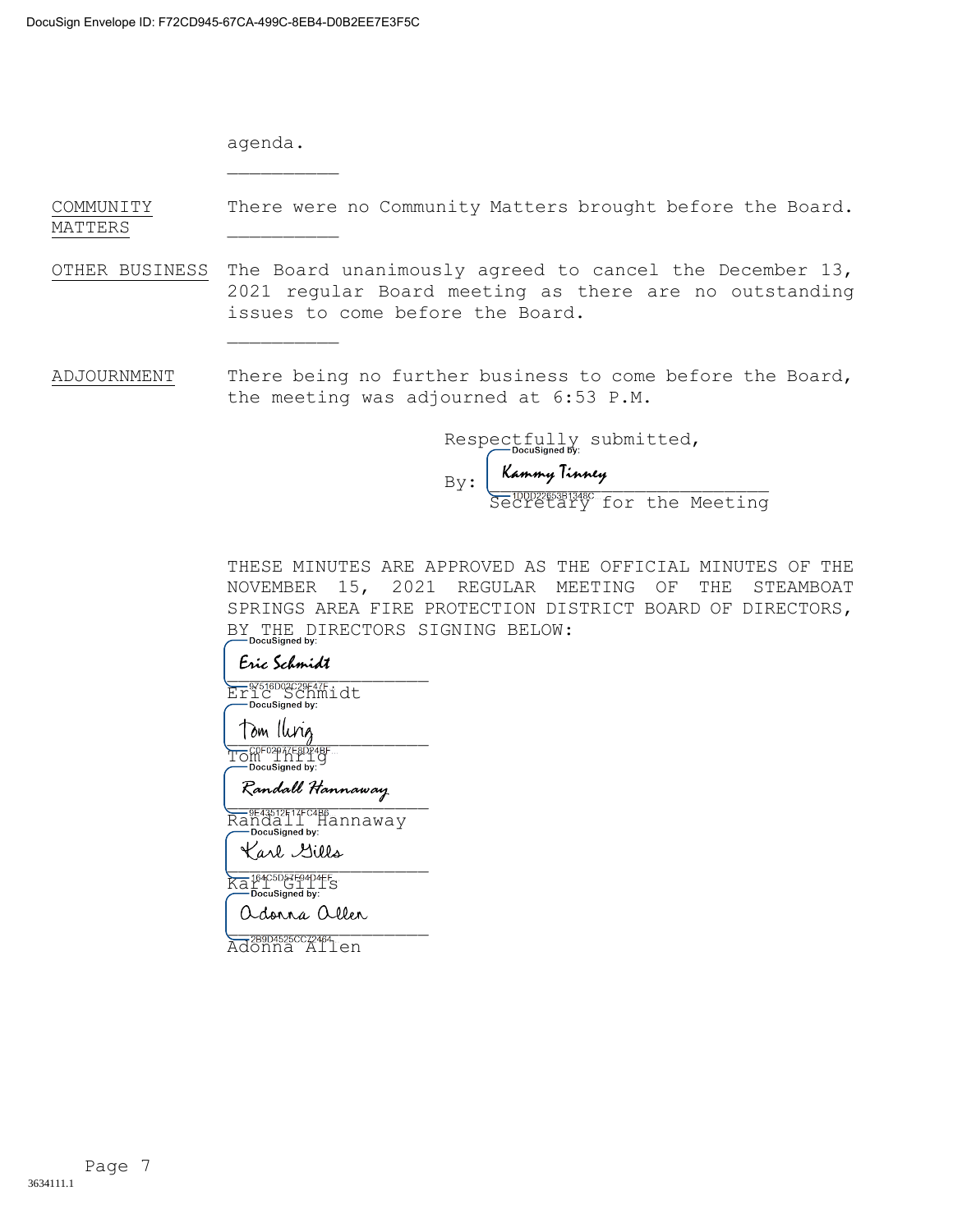agenda.

---

COMMUNITY MATTERS — There were no Community Matters brought before the Board.

---

OTHER BUSINESS — The Board unanimously agreed to cancel the December 13, 2021 regular Board meeting as there are no outstanding issues to come before the Board.

---

ADJOURNMENT — There being no further business to come before the Board, the meeting was adjourned at 6:53 P.M.

Respectfully submitted,

By: Kammy Tinney
Secretary for the Meeting

THESE MINUTES ARE APPROVED AS THE OFFICIAL MINUTES OF THE NOVEMBER 15, 2021 REGULAR MEETING OF THE STEAMBOAT SPRINGS AREA FIRE PROTECTION DISTRICT BOARD OF DIRECTORS, BY THE DIRECTORS SIGNING BELOW:

Eric Schmidt
Eric Schmidt

Tom Ihrig
Tom Ihrig

Randall Hannaway
Randall Hannaway

Karl Gills
Karl Gills

Adonna Allen
Adonna Allen

3634111.1